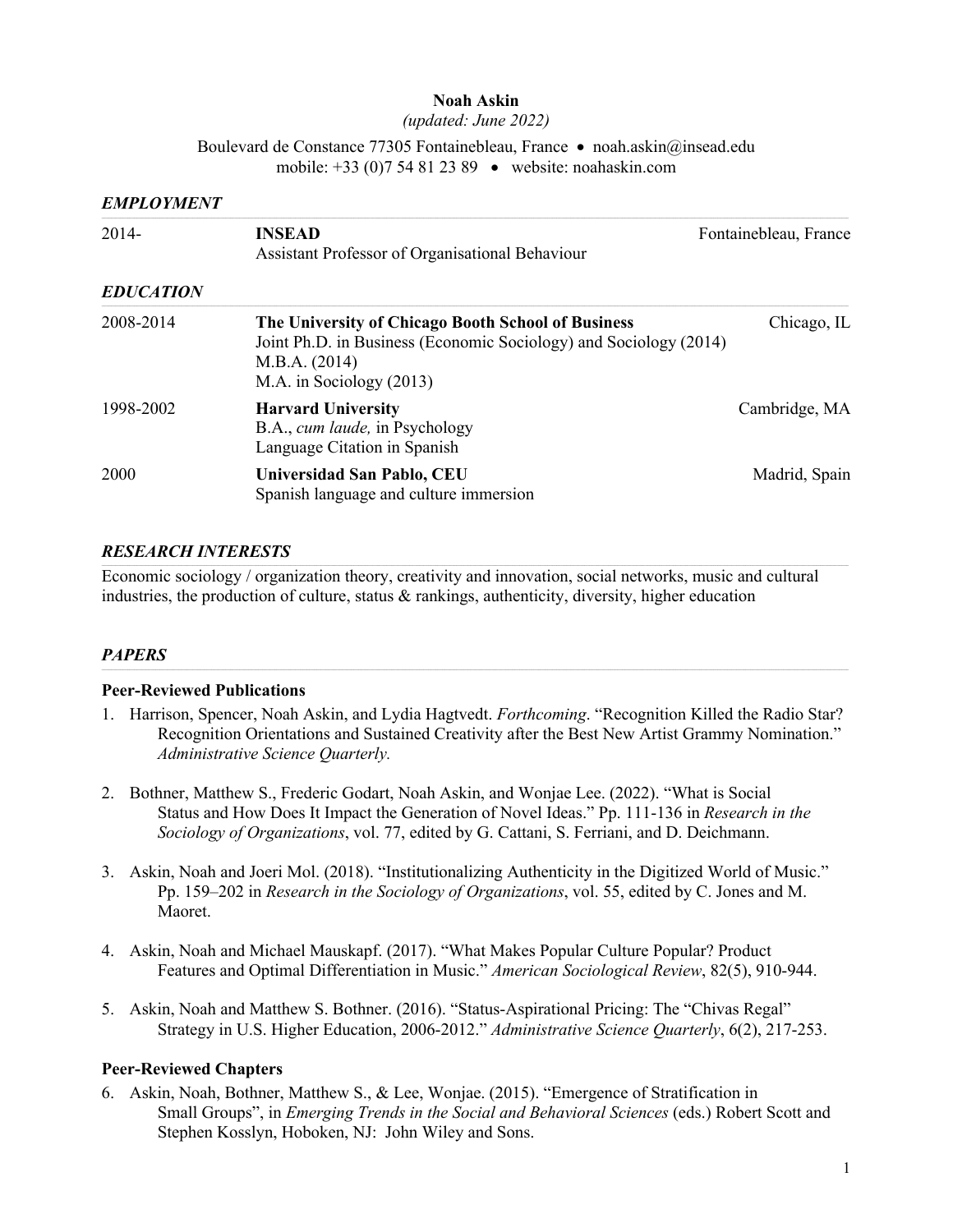**Noah Askin**

*(updated: June 2022)*

Boulevard de Constance 77305 Fontainebleau, France • noah.askin@insead.edu
mobile: +33 (0)7 54 81 23 89 • website: noahaskin.com

## *EMPLOYMENT*

| | | |
|---|---|---|
| 2014- | **INSEAD**<br>Assistant Professor of Organisational Behaviour | Fontainebleau, France |

## *EDUCATION*

| | | |
|---|---|---|
| 2008-2014 | **The University of Chicago Booth School of Business**<br>Joint Ph.D. in Business (Economic Sociology) and Sociology (2014)<br>M.B.A. (2014)<br>M.A. in Sociology (2013) | Chicago, IL |
| 1998-2002 | **Harvard University**<br>B.A., *cum laude,* in Psychology<br>Language Citation in Spanish | Cambridge, MA |
| 2000 | **Universidad San Pablo, CEU**<br>Spanish language and culture immersion | Madrid, Spain |

## *RESEARCH INTERESTS*

Economic sociology / organization theory, creativity and innovation, social networks, music and cultural industries, the production of culture, status & rankings, authenticity, diversity, higher education

## *PAPERS*

### Peer-Reviewed Publications

1. Harrison, Spencer, Noah Askin, and Lydia Hagtvedt. *Forthcoming*. "Recognition Killed the Radio Star? Recognition Orientations and Sustained Creativity after the Best New Artist Grammy Nomination." *Administrative Science Quarterly.*

2. Bothner, Matthew S., Frederic Godart, Noah Askin, and Wonjae Lee. (2022). "What is Social Status and How Does It Impact the Generation of Novel Ideas." Pp. 111-136 in *Research in the Sociology of Organizations*, vol. 77, edited by G. Cattani, S. Ferriani, and D. Deichmann.

3. Askin, Noah and Joeri Mol. (2018). "Institutionalizing Authenticity in the Digitized World of Music." Pp. 159–202 in *Research in the Sociology of Organizations*, vol. 55, edited by C. Jones and M. Maoret.

4. Askin, Noah and Michael Mauskapf. (2017). "What Makes Popular Culture Popular? Product Features and Optimal Differentiation in Music." *American Sociological Review*, 82(5), 910-944.

5. Askin, Noah and Matthew S. Bothner. (2016). "Status-Aspirational Pricing: The "Chivas Regal" Strategy in U.S. Higher Education, 2006-2012." *Administrative Science Quarterly*, 6(2), 217-253.

### Peer-Reviewed Chapters

6. Askin, Noah, Bothner, Matthew S., & Lee, Wonjae. (2015). "Emergence of Stratification in Small Groups", in *Emerging Trends in the Social and Behavioral Sciences* (eds.) Robert Scott and Stephen Kosslyn, Hoboken, NJ: John Wiley and Sons.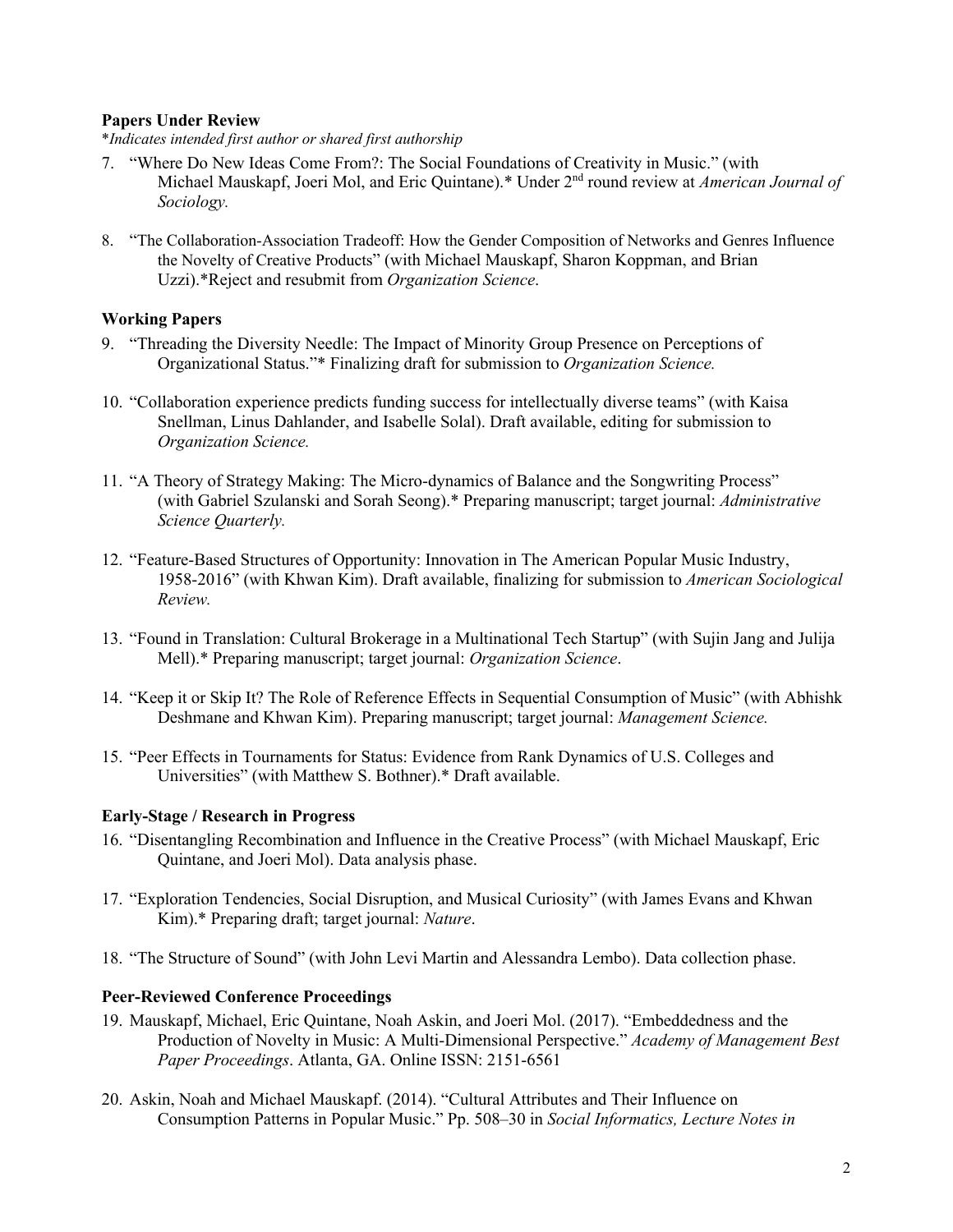**Papers Under Review**

*\*Indicates intended first author or shared first authorship*

7. "Where Do New Ideas Come From?: The Social Foundations of Creativity in Music." (with Michael Mauskapf, Joeri Mol, and Eric Quintane).\* Under 2nd round review at *American Journal of Sociology.*

8. "The Collaboration-Association Tradeoff: How the Gender Composition of Networks and Genres Influence the Novelty of Creative Products" (with Michael Mauskapf, Sharon Koppman, and Brian Uzzi).\*Reject and resubmit from *Organization Science*.

**Working Papers**

9. "Threading the Diversity Needle: The Impact of Minority Group Presence on Perceptions of Organizational Status."\* Finalizing draft for submission to *Organization Science.*

10. "Collaboration experience predicts funding success for intellectually diverse teams" (with Kaisa Snellman, Linus Dahlander, and Isabelle Solal). Draft available, editing for submission to *Organization Science.*

11. "A Theory of Strategy Making: The Micro-dynamics of Balance and the Songwriting Process" (with Gabriel Szulanski and Sorah Seong).\* Preparing manuscript; target journal: *Administrative Science Quarterly.*

12. "Feature-Based Structures of Opportunity: Innovation in The American Popular Music Industry, 1958-2016" (with Khwan Kim). Draft available, finalizing for submission to *American Sociological Review.*

13. "Found in Translation: Cultural Brokerage in a Multinational Tech Startup" (with Sujin Jang and Julija Mell).\* Preparing manuscript; target journal: *Organization Science*.

14. "Keep it or Skip It? The Role of Reference Effects in Sequential Consumption of Music" (with Abhishk Deshmane and Khwan Kim). Preparing manuscript; target journal: *Management Science.*

15. "Peer Effects in Tournaments for Status: Evidence from Rank Dynamics of U.S. Colleges and Universities" (with Matthew S. Bothner).\* Draft available.

**Early-Stage / Research in Progress**

16. "Disentangling Recombination and Influence in the Creative Process" (with Michael Mauskapf, Eric Quintane, and Joeri Mol). Data analysis phase.

17. "Exploration Tendencies, Social Disruption, and Musical Curiosity" (with James Evans and Khwan Kim).\* Preparing draft; target journal: *Nature*.

18. "The Structure of Sound" (with John Levi Martin and Alessandra Lembo). Data collection phase.

**Peer-Reviewed Conference Proceedings**

19. Mauskapf, Michael, Eric Quintane, Noah Askin, and Joeri Mol. (2017). "Embeddedness and the Production of Novelty in Music: A Multi-Dimensional Perspective." *Academy of Management Best Paper Proceedings*. Atlanta, GA. Online ISSN: 2151-6561

20. Askin, Noah and Michael Mauskapf. (2014). "Cultural Attributes and Their Influence on Consumption Patterns in Popular Music." Pp. 508–30 in *Social Informatics, Lecture Notes in*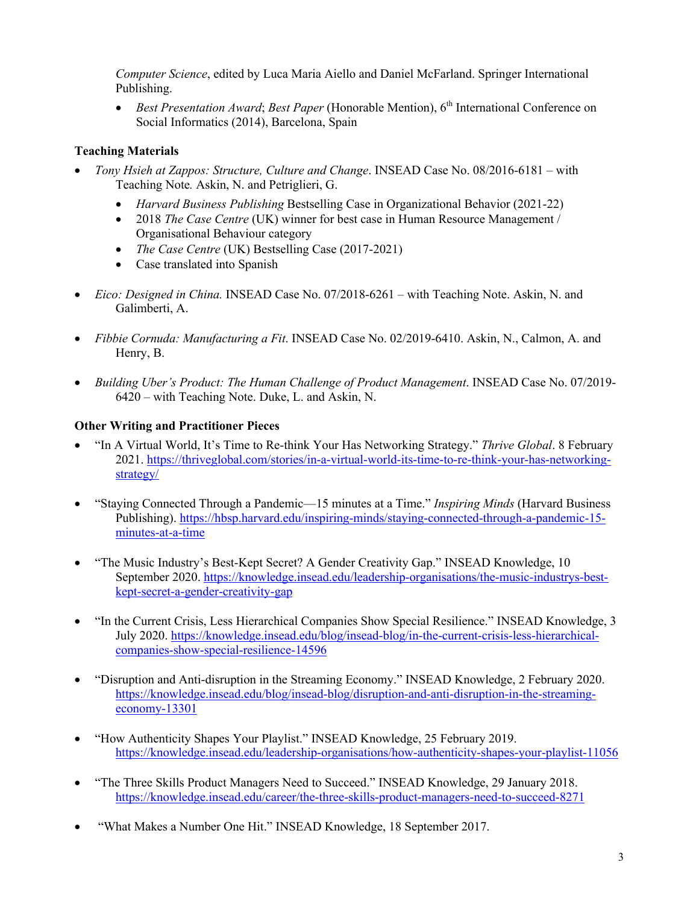*Computer Science*, edited by Luca Maria Aiello and Daniel McFarland. Springer International Publishing.

- *Best Presentation Award*; *Best Paper* (Honorable Mention), 6th International Conference on Social Informatics (2014), Barcelona, Spain

**Teaching Materials**

- *Tony Hsieh at Zappos: Structure, Culture and Change*. INSEAD Case No. 08/2016-6181 – with Teaching Note*.* Askin, N. and Petriglieri, G.
  - *Harvard Business Publishing* Bestselling Case in Organizational Behavior (2021-22)
  - 2018 *The Case Centre* (UK) winner for best case in Human Resource Management / Organisational Behaviour category
  - *The Case Centre* (UK) Bestselling Case (2017-2021)
  - Case translated into Spanish

- *Eico: Designed in China.* INSEAD Case No. 07/2018-6261 – with Teaching Note. Askin, N. and Galimberti, A.

- *Fibbie Cornuda: Manufacturing a Fit*. INSEAD Case No. 02/2019-6410. Askin, N., Calmon, A. and Henry, B.

- *Building Uber's Product: The Human Challenge of Product Management*. INSEAD Case No. 07/2019-6420 – with Teaching Note. Duke, L. and Askin, N.

**Other Writing and Practitioner Pieces**

- "In A Virtual World, It's Time to Re-think Your Has Networking Strategy." *Thrive Global*. 8 February 2021. https://thriveglobal.com/stories/in-a-virtual-world-its-time-to-re-think-your-has-networking-strategy/

- "Staying Connected Through a Pandemic—15 minutes at a Time." *Inspiring Minds* (Harvard Business Publishing). https://hbsp.harvard.edu/inspiring-minds/staying-connected-through-a-pandemic-15-minutes-at-a-time

- "The Music Industry's Best-Kept Secret? A Gender Creativity Gap." INSEAD Knowledge, 10 September 2020. https://knowledge.insead.edu/leadership-organisations/the-music-industrys-best-kept-secret-a-gender-creativity-gap

- "In the Current Crisis, Less Hierarchical Companies Show Special Resilience." INSEAD Knowledge, 3 July 2020. https://knowledge.insead.edu/blog/insead-blog/in-the-current-crisis-less-hierarchical-companies-show-special-resilience-14596

- "Disruption and Anti-disruption in the Streaming Economy." INSEAD Knowledge, 2 February 2020. https://knowledge.insead.edu/blog/insead-blog/disruption-and-anti-disruption-in-the-streaming-economy-13301

- "How Authenticity Shapes Your Playlist." INSEAD Knowledge, 25 February 2019. https://knowledge.insead.edu/leadership-organisations/how-authenticity-shapes-your-playlist-11056

- "The Three Skills Product Managers Need to Succeed." INSEAD Knowledge, 29 January 2018. https://knowledge.insead.edu/career/the-three-skills-product-managers-need-to-succeed-8271

- "What Makes a Number One Hit." INSEAD Knowledge, 18 September 2017.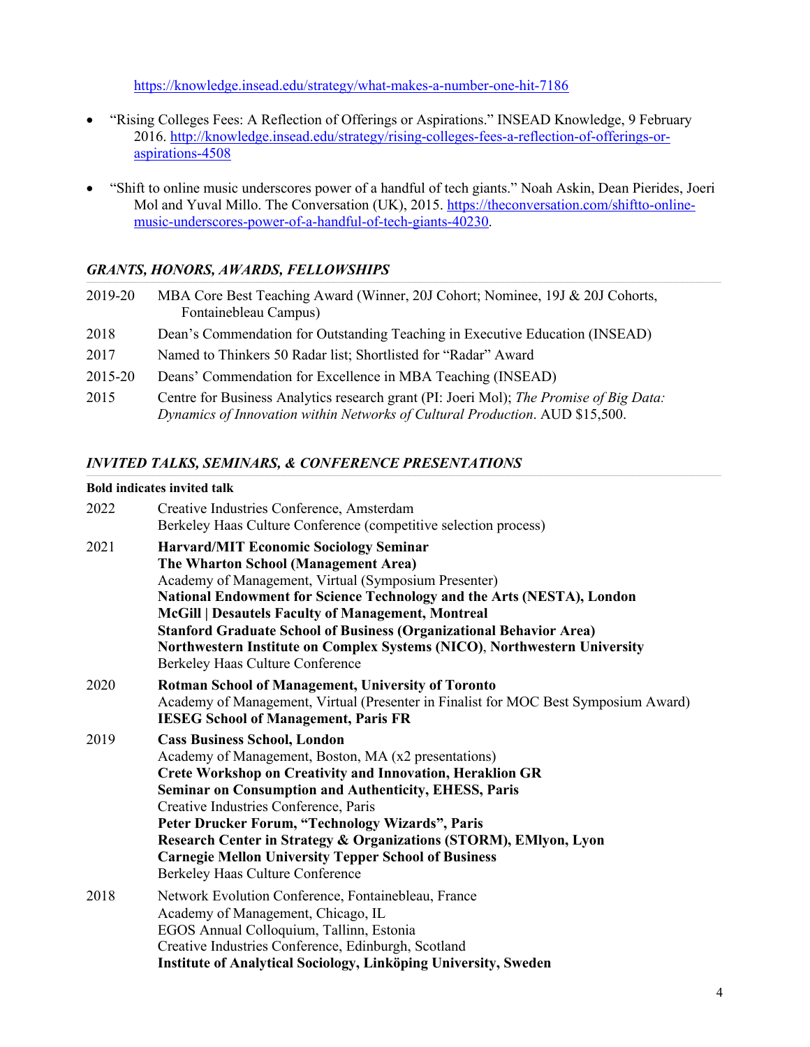https://knowledge.insead.edu/strategy/what-makes-a-number-one-hit-7186

- "Rising Colleges Fees: A Reflection of Offerings or Aspirations." INSEAD Knowledge, 9 February 2016. http://knowledge.insead.edu/strategy/rising-colleges-fees-a-reflection-of-offerings-or-aspirations-4508

- "Shift to online music underscores power of a handful of tech giants." Noah Askin, Dean Pierides, Joeri Mol and Yuval Millo. The Conversation (UK), 2015. https://theconversation.com/shiftto-online-music-underscores-power-of-a-handful-of-tech-giants-40230.

## *GRANTS, HONORS, AWARDS, FELLOWSHIPS*

| | |
|---|---|
| 2019-20 | MBA Core Best Teaching Award (Winner, 20J Cohort; Nominee, 19J & 20J Cohorts, Fontainebleau Campus) |
| 2018 | Dean's Commendation for Outstanding Teaching in Executive Education (INSEAD) |
| 2017 | Named to Thinkers 50 Radar list; Shortlisted for "Radar" Award |
| 2015-20 | Deans' Commendation for Excellence in MBA Teaching (INSEAD) |
| 2015 | Centre for Business Analytics research grant (PI: Joeri Mol); *The Promise of Big Data: Dynamics of Innovation within Networks of Cultural Production*. AUD $15,500. |

## *INVITED TALKS, SEMINARS, & CONFERENCE PRESENTATIONS*

**Bold indicates invited talk**

2022
- Creative Industries Conference, Amsterdam
- Berkeley Haas Culture Conference (competitive selection process)

2021
- **Harvard/MIT Economic Sociology Seminar**
- **The Wharton School (Management Area)**
- Academy of Management, Virtual (Symposium Presenter)
- **National Endowment for Science Technology and the Arts (NESTA), London**
- **McGill | Desautels Faculty of Management, Montreal**
- **Stanford Graduate School of Business (Organizational Behavior Area)**
- **Northwestern Institute on Complex Systems (NICO)**, **Northwestern University**
- Berkeley Haas Culture Conference

2020
- **Rotman School of Management, University of Toronto**
- Academy of Management, Virtual (Presenter in Finalist for MOC Best Symposium Award)
- **IESEG School of Management, Paris FR**

2019
- **Cass Business School, London**
- Academy of Management, Boston, MA (x2 presentations)
- **Crete Workshop on Creativity and Innovation, Heraklion GR**
- **Seminar on Consumption and Authenticity, EHESS, Paris**
- Creative Industries Conference, Paris
- **Peter Drucker Forum, "Technology Wizards", Paris**
- **Research Center in Strategy & Organizations (STORM), EMlyon, Lyon**
- **Carnegie Mellon University Tepper School of Business**
- Berkeley Haas Culture Conference

2018
- Network Evolution Conference, Fontainebleau, France
- Academy of Management, Chicago, IL
- EGOS Annual Colloquium, Tallinn, Estonia
- Creative Industries Conference, Edinburgh, Scotland
- **Institute of Analytical Sociology, Linköping University, Sweden**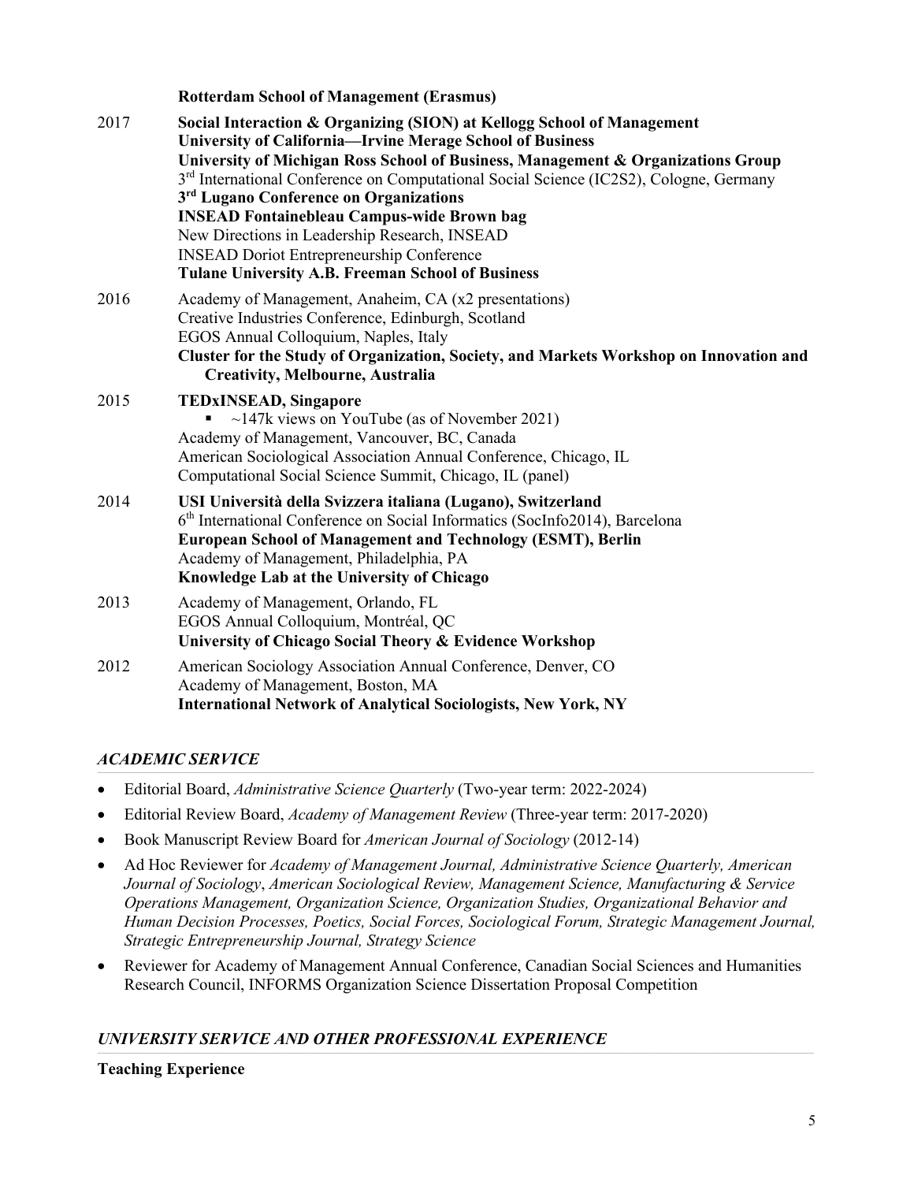**Rotterdam School of Management (Erasmus)**

2017 **Social Interaction & Organizing (SION) at Kellogg School of Management**
**University of California—Irvine Merage School of Business**
**University of Michigan Ross School of Business, Management & Organizations Group**
3rd International Conference on Computational Social Science (IC2S2), Cologne, Germany
**3rd Lugano Conference on Organizations**
**INSEAD Fontainebleau Campus-wide Brown bag**
New Directions in Leadership Research, INSEAD
INSEAD Doriot Entrepreneurship Conference
**Tulane University A.B. Freeman School of Business**

2016 Academy of Management, Anaheim, CA (x2 presentations)
Creative Industries Conference, Edinburgh, Scotland
EGOS Annual Colloquium, Naples, Italy
**Cluster for the Study of Organization, Society, and Markets Workshop on Innovation and Creativity, Melbourne, Australia**

2015 **TEDxINSEAD, Singapore**
- ~147k views on YouTube (as of November 2021)

Academy of Management, Vancouver, BC, Canada
American Sociological Association Annual Conference, Chicago, IL
Computational Social Science Summit, Chicago, IL (panel)

2014 **USI Università della Svizzera italiana (Lugano), Switzerland**
6th International Conference on Social Informatics (SocInfo2014), Barcelona
**European School of Management and Technology (ESMT), Berlin**
Academy of Management, Philadelphia, PA
**Knowledge Lab at the University of Chicago**

2013 Academy of Management, Orlando, FL
EGOS Annual Colloquium, Montréal, QC
**University of Chicago Social Theory & Evidence Workshop**

2012 American Sociology Association Annual Conference, Denver, CO
Academy of Management, Boston, MA
**International Network of Analytical Sociologists, New York, NY**

## *ACADEMIC SERVICE*

- Editorial Board, *Administrative Science Quarterly* (Two-year term: 2022-2024)
- Editorial Review Board, *Academy of Management Review* (Three-year term: 2017-2020)
- Book Manuscript Review Board for *American Journal of Sociology* (2012-14)
- Ad Hoc Reviewer for *Academy of Management Journal, Administrative Science Quarterly, American Journal of Sociology*, *American Sociological Review, Management Science, Manufacturing & Service Operations Management, Organization Science, Organization Studies, Organizational Behavior and Human Decision Processes, Poetics, Social Forces, Sociological Forum, Strategic Management Journal, Strategic Entrepreneurship Journal, Strategy Science*
- Reviewer for Academy of Management Annual Conference, Canadian Social Sciences and Humanities Research Council, INFORMS Organization Science Dissertation Proposal Competition

## *UNIVERSITY SERVICE AND OTHER PROFESSIONAL EXPERIENCE*

**Teaching Experience**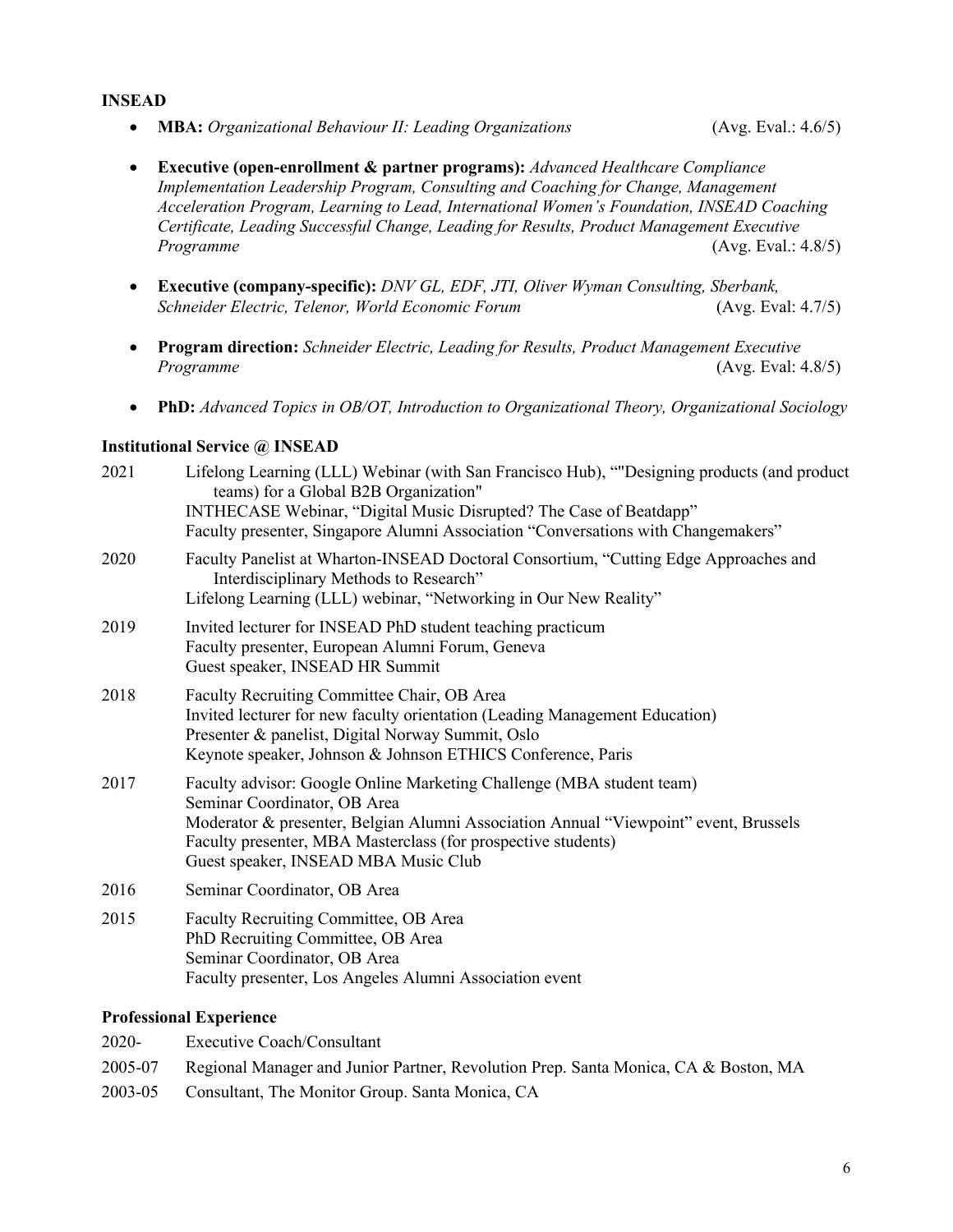**INSEAD**

- **MBA:** *Organizational Behaviour II: Leading Organizations* (Avg. Eval.: 4.6/5)
- **Executive (open-enrollment & partner programs):** *Advanced Healthcare Compliance Implementation Leadership Program, Consulting and Coaching for Change, Management Acceleration Program, Learning to Lead, International Women's Foundation, INSEAD Coaching Certificate, Leading Successful Change, Leading for Results, Product Management Executive Programme* (Avg. Eval.: 4.8/5)
- **Executive (company-specific):** *DNV GL, EDF, JTI, Oliver Wyman Consulting, Sberbank, Schneider Electric, Telenor, World Economic Forum* (Avg. Eval: 4.7/5)
- **Program direction:** *Schneider Electric, Leading for Results, Product Management Executive Programme* (Avg. Eval: 4.8/5)
- **PhD:** *Advanced Topics in OB/OT, Introduction to Organizational Theory, Organizational Sociology*

**Institutional Service @ INSEAD**

2021 Lifelong Learning (LLL) Webinar (with San Francisco Hub), “"Designing products (and product teams) for a Global B2B Organization"
INTHECASE Webinar, “Digital Music Disrupted? The Case of Beatdapp”
Faculty presenter, Singapore Alumni Association “Conversations with Changemakers”

2020 Faculty Panelist at Wharton-INSEAD Doctoral Consortium, “Cutting Edge Approaches and Interdisciplinary Methods to Research”
Lifelong Learning (LLL) webinar, “Networking in Our New Reality”

2019 Invited lecturer for INSEAD PhD student teaching practicum
Faculty presenter, European Alumni Forum, Geneva
Guest speaker, INSEAD HR Summit

2018 Faculty Recruiting Committee Chair, OB Area
Invited lecturer for new faculty orientation (Leading Management Education)
Presenter & panelist, Digital Norway Summit, Oslo
Keynote speaker, Johnson & Johnson ETHICS Conference, Paris

2017 Faculty advisor: Google Online Marketing Challenge (MBA student team)
Seminar Coordinator, OB Area
Moderator & presenter, Belgian Alumni Association Annual “Viewpoint” event, Brussels
Faculty presenter, MBA Masterclass (for prospective students)
Guest speaker, INSEAD MBA Music Club

2016 Seminar Coordinator, OB Area

2015 Faculty Recruiting Committee, OB Area
PhD Recruiting Committee, OB Area
Seminar Coordinator, OB Area
Faculty presenter, Los Angeles Alumni Association event

**Professional Experience**

2020- Executive Coach/Consultant

2005-07 Regional Manager and Junior Partner, Revolution Prep. Santa Monica, CA & Boston, MA

2003-05 Consultant, The Monitor Group. Santa Monica, CA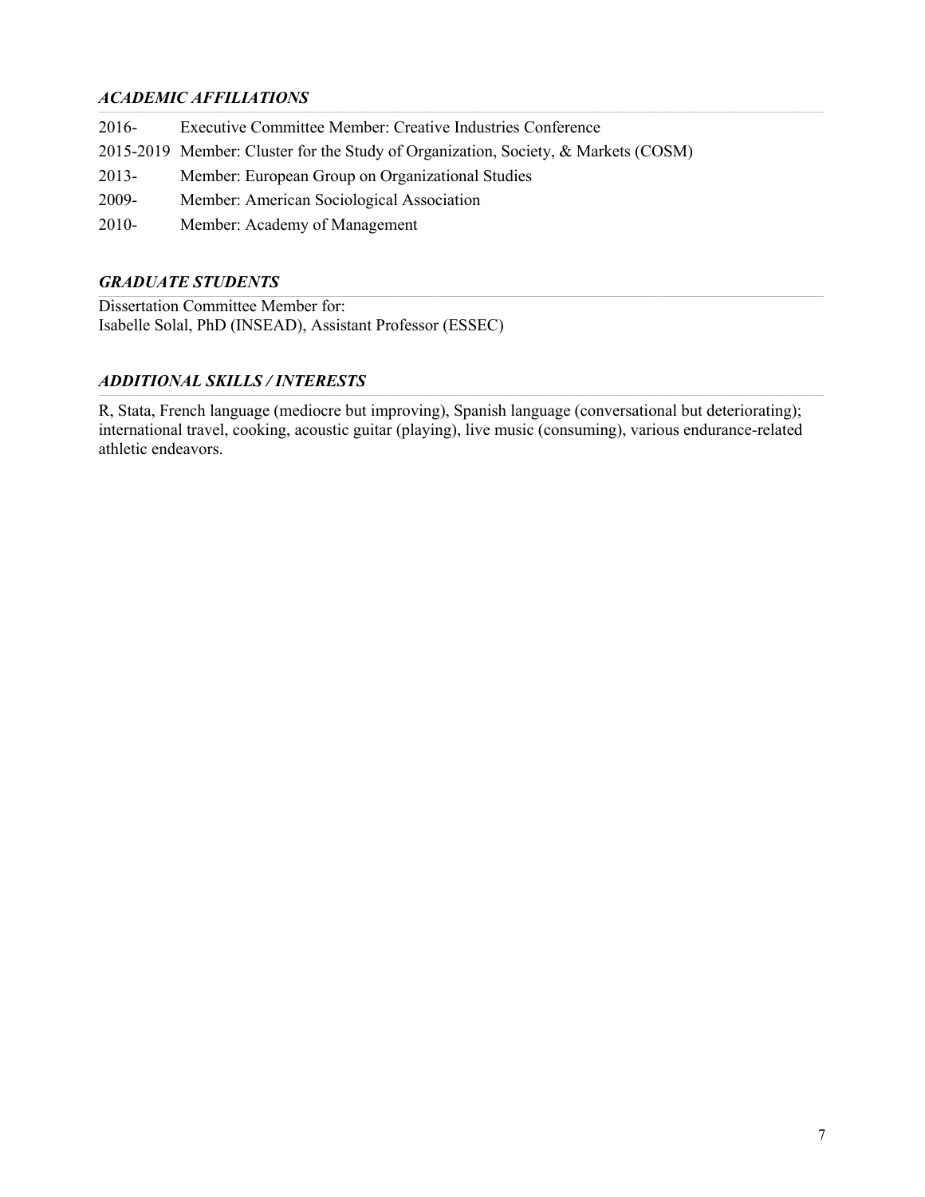### *ACADEMIC AFFILIATIONS*

2016- Executive Committee Member: Creative Industries Conference

2015-2019 Member: Cluster for the Study of Organization, Society, & Markets (COSM)

2013- Member: European Group on Organizational Studies

2009- Member: American Sociological Association

2010- Member: Academy of Management

### *GRADUATE STUDENTS*

Dissertation Committee Member for:
Isabelle Solal, PhD (INSEAD), Assistant Professor (ESSEC)

### *ADDITIONAL SKILLS / INTERESTS*

R, Stata, French language (mediocre but improving), Spanish language (conversational but deteriorating); international travel, cooking, acoustic guitar (playing), live music (consuming), various endurance-related athletic endeavors.